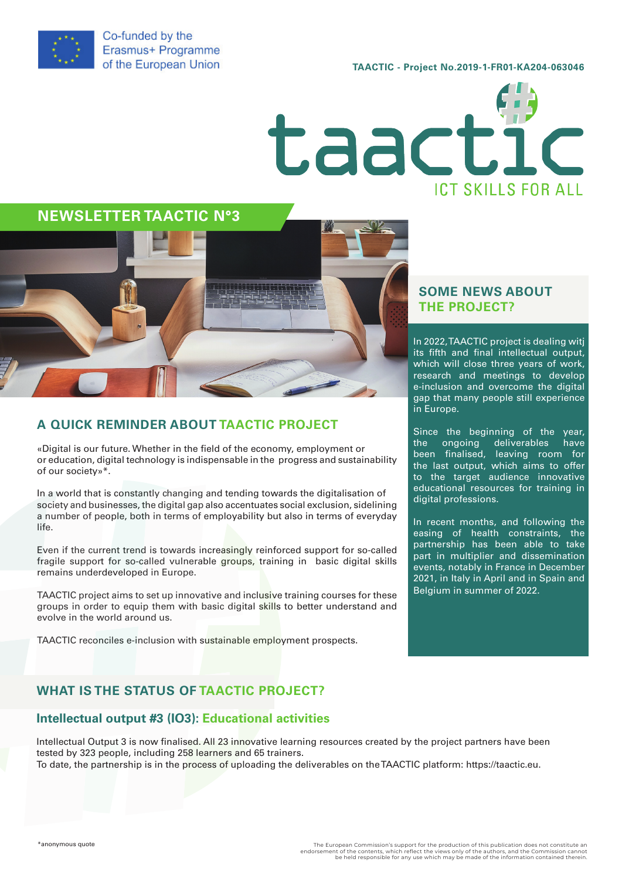Co-funded by the Erasmus+ Programme of the European Union

TAACTIC - Project No.2019-1-FR01-KA204-063046

taactic

ICT SKILLS FOR ALL

# NEWSLETTER TAACTIC N°3

## A QUICK REMINDER ABOUT TAACTIC PROJECT

«Digital is our future. Whether in the field of the economy, employment or or education, digital technology is indispensable in the progress and sustainability of our society»*.

In a world that is constantly changing and tending towards the digitalisation of society and businesses, the digital gap also accentuates social exclusion, sidelining a number of people, both in terms of employability but also in terms of everyday life.

Even if the current trend is towards increasingly reinforced support for so-called fragile support for so-called vulnerable groups, training in basic digital skills remains underdeveloped in Europe.

TAACTIC project aims to set up innovative and inclusive training courses for these groups in order to equip them with basic digital skills to better understand and evolve in the world around us.

TAACTIC reconciles e-inclusion with sustainable employment prospects.

## SOME NEWS ABOUT THE PROJECT?

In 2022, TAACTIC project is dealing witj its fifth and final intellectual output, which will close three years of work, research and meetings to develop e-inclusion and overcome the digital gap that many people still experience in Europe.

Since the beginning of the year, the ongoing deliverables have been finalised, leaving room for the last output, which aims to offer to the target audience innovative educational resources for training in digital professions.

In recent months, and following the easing of health constraints, the partnership has been able to take part in multiplier and dissemination events, notably in France in December 2021, in Italy in April and in Spain and Belgium in summer of 2022.

## WHAT IS THE STATUS OF TAACTIC PROJECT?

### Intellectual output #3 (IO3): Educational activities

Intellectual Output 3 is now finalised. All 23 innovative learning resources created by the project partners have been tested by 323 people, including 258 learners and 65 trainers.
To date, the partnership is in the process of uploading the deliverables on the TAACTIC platform: https://taactic.eu.

*anonymous quote

The European Commission's support for the production of this publication does not constitute an endorsement of the contents, which reflect the views only of the authors, and the Commission cannot be held responsible for any use which may be made of the information contained therein.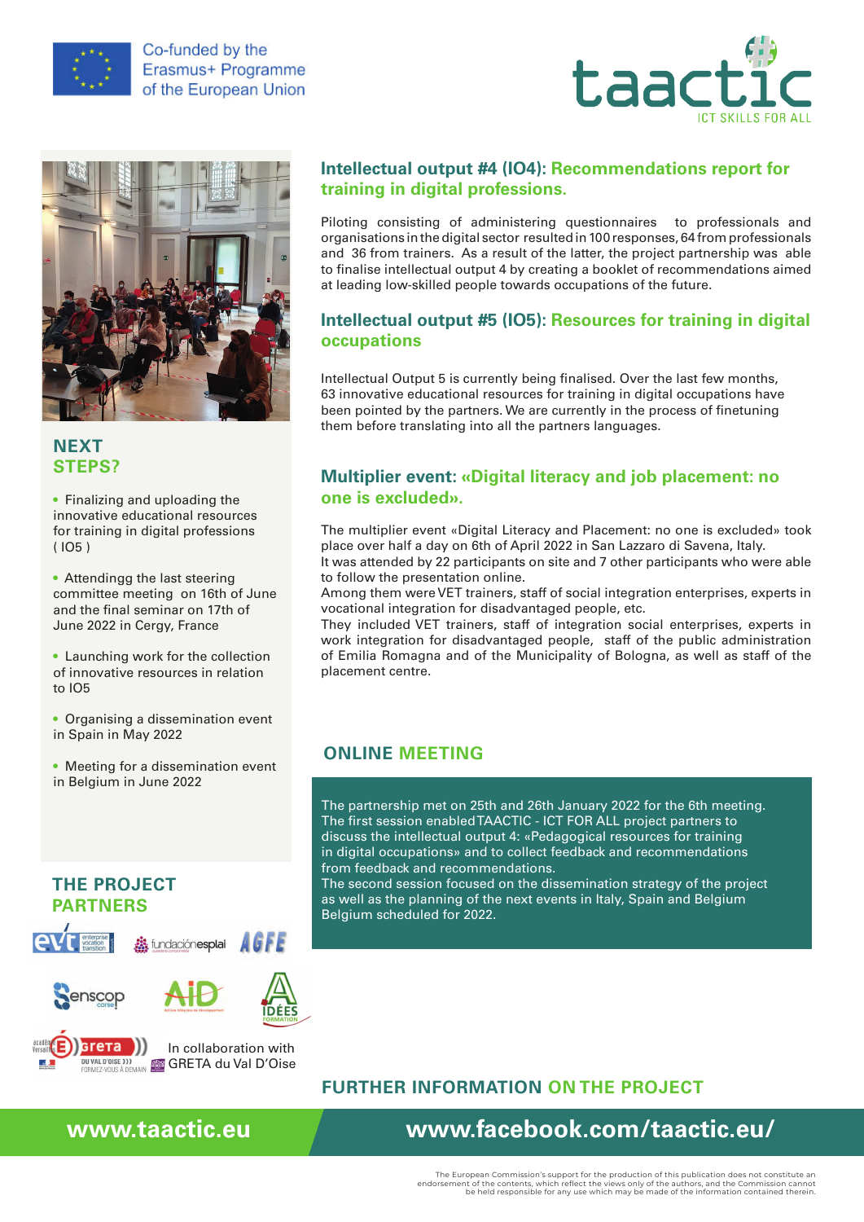Co-funded by the Erasmus+ Programme of the European Union

taactic
ICT SKILLS FOR ALL

## NEXT STEPS?

- Finalizing and uploading the innovative educational resources for training in digital professions ( IO5 )
- Attendingg the last steering committee meeting on 16th of June and the final seminar on 17th of June 2022 in Cergy, France
- Launching work for the collection of innovative resources in relation to IO5
- Organising a dissemination event in Spain in May 2022
- Meeting for a dissemination event in Belgium in June 2022

## THE PROJECT PARTNERS

evt enterprise vocation transition

fundaciónesplai

AGFE

enscop corse

AID

IDÉES FORMATION

greta DU VAL D'OISE FORMEZ-VOUS À DEMAIN

In collaboration with GRETA du Val D'Oise

## Intellectual output #4 (IO4): Recommendations report for training in digital professions.

Piloting consisting of administering questionnaires to professionals and organisations in the digital sector resulted in 100 responses, 64 from professionals and 36 from trainers. As a result of the latter, the project partnership was able to finalise intellectual output 4 by creating a booklet of recommendations aimed at leading low-skilled people towards occupations of the future.

## Intellectual output #5 (IO5): Resources for training in digital occupations

Intellectual Output 5 is currently being finalised. Over the last few months, 63 innovative educational resources for training in digital occupations have been pointed by the partners. We are currently in the process of finetuning them before translating into all the partners languages.

## Multiplier event: «Digital literacy and job placement: no one is excluded».

The multiplier event «Digital Literacy and Placement: no one is excluded» took place over half a day on 6th of April 2022 in San Lazzaro di Savena, Italy.
It was attended by 22 participants on site and 7 other participants who were able to follow the presentation online.
Among them were VET trainers, staff of social integration enterprises, experts in vocational integration for disadvantaged people, etc.
They included VET trainers, staff of integration social enterprises, experts in work integration for disadvantaged people, staff of the public administration of Emilia Romagna and of the Municipality of Bologna, as well as staff of the placement centre.

## ONLINE MEETING

The partnership met on 25th and 26th January 2022 for the 6th meeting.
The first session enabled TAACTIC - ICT FOR ALL project partners to discuss the intellectual output 4: «Pedagogical resources for training in digital occupations» and to collect feedback and recommendations from feedback and recommendations.
The second session focused on the dissemination strategy of the project as well as the planning of the next events in Italy, Spain and Belgium Belgium scheduled for 2022.

## FURTHER INFORMATION ON THE PROJECT

www.taactic.eu

www.facebook.com/taactic.eu/

The European Commission's support for the production of this publication does not constitute an endorsement of the contents, which reflect the views only of the authors, and the Commission cannot be held responsible for any use which may be made of the information contained therein.